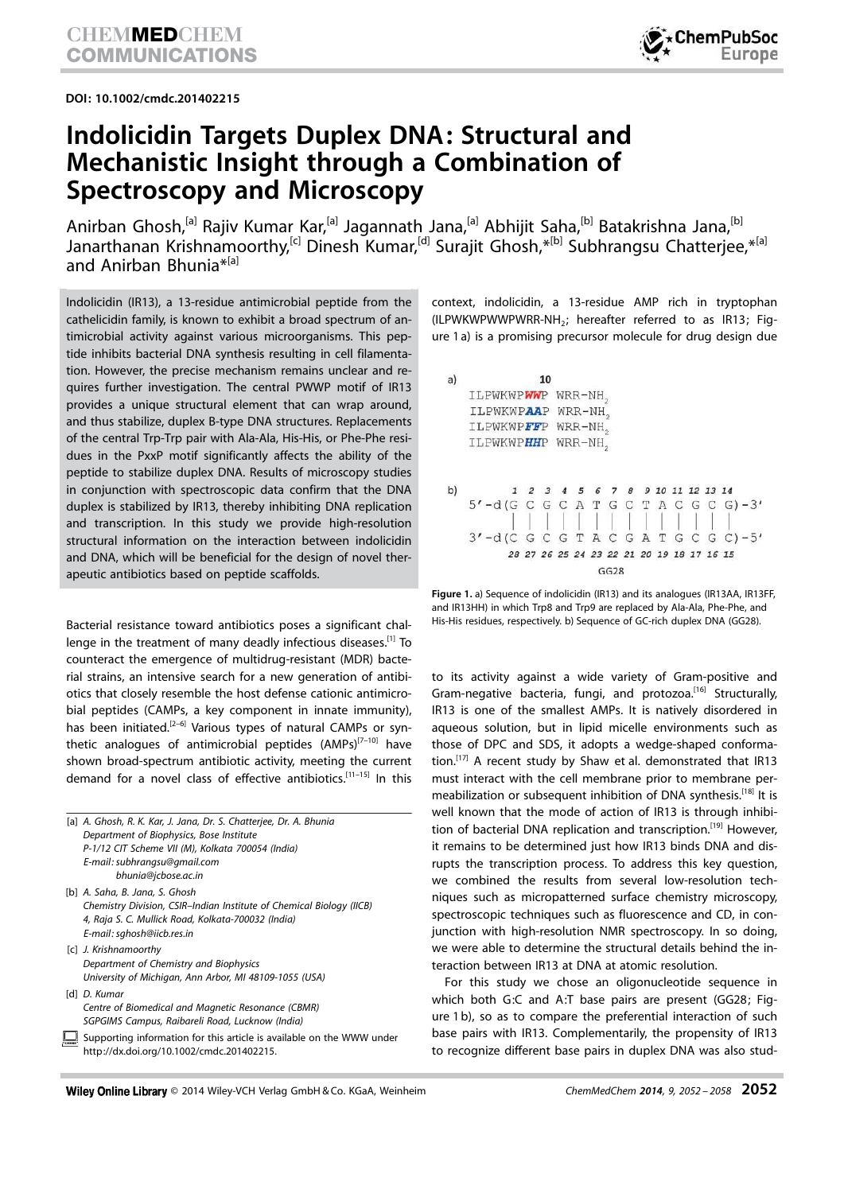DOI: 10.1002/cmdc.201402215

# Indolicidin Targets Duplex DNA: Structural and Mechanistic Insight through a Combination of Spectroscopy and Microscopy

Anirban Ghosh,[a] Rajiv Kumar Kar,[a] Jagannath Jana,[a] Abhijit Saha,[b] Batakrishna Jana,[b] Janarthanan Krishnamoorthy,[c] Dinesh Kumar,[d] Surajit Ghosh,*[b] Subhrangsu Chatterjee,*[a] and Anirban Bhunia*[a]

Indolicidin (IR13), a 13-residue antimicrobial peptide from the cathelicidin family, is known to exhibit a broad spectrum of antimicrobial activity against various microorganisms. This peptide inhibits bacterial DNA synthesis resulting in cell filamentation. However, the precise mechanism remains unclear and requires further investigation. The central PWWP motif of IR13 provides a unique structural element that can wrap around, and thus stabilize, duplex B-type DNA structures. Replacements of the central Trp-Trp pair with Ala-Ala, His-His, or Phe-Phe residues in the PxxP motif significantly affects the ability of the peptide to stabilize duplex DNA. Results of microscopy studies in conjunction with spectroscopic data confirm that the DNA duplex is stabilized by IR13, thereby inhibiting DNA replication and transcription. In this study we provide high-resolution structural information on the interaction between indolicidin and DNA, which will be beneficial for the design of novel therapeutic antibiotics based on peptide scaffolds.

Bacterial resistance toward antibiotics poses a significant challenge in the treatment of many deadly infectious diseases.[1] To counteract the emergence of multidrug-resistant (MDR) bacterial strains, an intensive search for a new generation of antibiotics that closely resemble the host defense cationic antimicrobial peptides (CAMPs, a key component in innate immunity), has been initiated.[2–6] Various types of natural CAMPs or synthetic analogues of antimicrobial peptides (AMPs)[7–10] have shown broad-spectrum antibiotic activity, meeting the current demand for a novel class of effective antibiotics.[11–15] In this context, indolicidin, a 13-residue AMP rich in tryptophan ($ILPWKWPWWPWRR-NH_2$; hereafter referred to as IR13; Figure 1 a) is a promising precursor molecule for drug design due

```
a)              10
   ILPWKWPWWP WRR-NH2
   ILPWKWPAAP WRR-NH2
   ILPWKWPFFP WRR-NH2
   ILPWKWPHHP WRR-NH2

b)      1 2 3 4 5 6 7 8 9 10 11 12 13 14
   5'-d(G C G C A T G C T A C G C G)-3'
        | | | | | | | | | |  |  |  |  |
   3'-d(C G C G T A C G A T G C G C)-5'
        28 27 26 25 24 23 22 21 20 19 18 17 16 15
                          GG28
```

**Figure 1.** a) Sequence of indolicidin (IR13) and its analogues (IR13AA, IR13FF, and IR13HH) in which Trp8 and Trp9 are replaced by Ala-Ala, Phe-Phe, and His-His residues, respectively. b) Sequence of GC-rich duplex DNA (GG28).

to its activity against a wide variety of Gram-positive and Gram-negative bacteria, fungi, and protozoa.[16] Structurally, IR13 is one of the smallest AMPs. It is natively disordered in aqueous solution, but in lipid micelle environments such as those of DPC and SDS, it adopts a wedge-shaped conformation.[17] A recent study by Shaw et al. demonstrated that IR13 must interact with the cell membrane prior to membrane permeabilization or subsequent inhibition of DNA synthesis.[18] It is well known that the mode of action of IR13 is through inhibition of bacterial DNA replication and transcription.[19] However, it remains to be determined just how IR13 binds DNA and disrupts the transcription process. To address this key question, we combined the results from several low-resolution techniques such as micropatterned surface chemistry microscopy, spectroscopic techniques such as fluorescence and CD, in conjunction with high-resolution NMR spectroscopy. In so doing, we were able to determine the structural details behind the interaction between IR13 at DNA at atomic resolution.

For this study we chose an oligonucleotide sequence in which both G:C and A:T base pairs are present (GG28; Figure 1 b), so as to compare the preferential interaction of such base pairs with IR13. Complementarily, the propensity of IR13 to recognize different base pairs in duplex DNA was also stud-

[a] A. Ghosh, R. K. Kar, J. Jana, Dr. S. Chatterjee, Dr. A. Bhunia
Department of Biophysics, Bose Institute
P-1/12 CIT Scheme VII (M), Kolkata 700054 (India)
E-mail: subhrangsu@gmail.com
bhunia@jcbose.ac.in

[b] A. Saha, B. Jana, S. Ghosh
Chemistry Division, CSIR–Indian Institute of Chemical Biology (IICB)
4, Raja S. C. Mullick Road, Kolkata-700032 (India)
E-mail: sghosh@iicb.res.in

[c] J. Krishnamoorthy
Department of Chemistry and Biophysics
University of Michigan, Ann Arbor, MI 48109-1055 (USA)

[d] D. Kumar
Centre of Biomedical and Magnetic Resonance (CBMR)
SGPGIMS Campus, Raibareli Road, Lucknow (India)

Supporting information for this article is available on the WWW under http://dx.doi.org/10.1002/cmdc.201402215.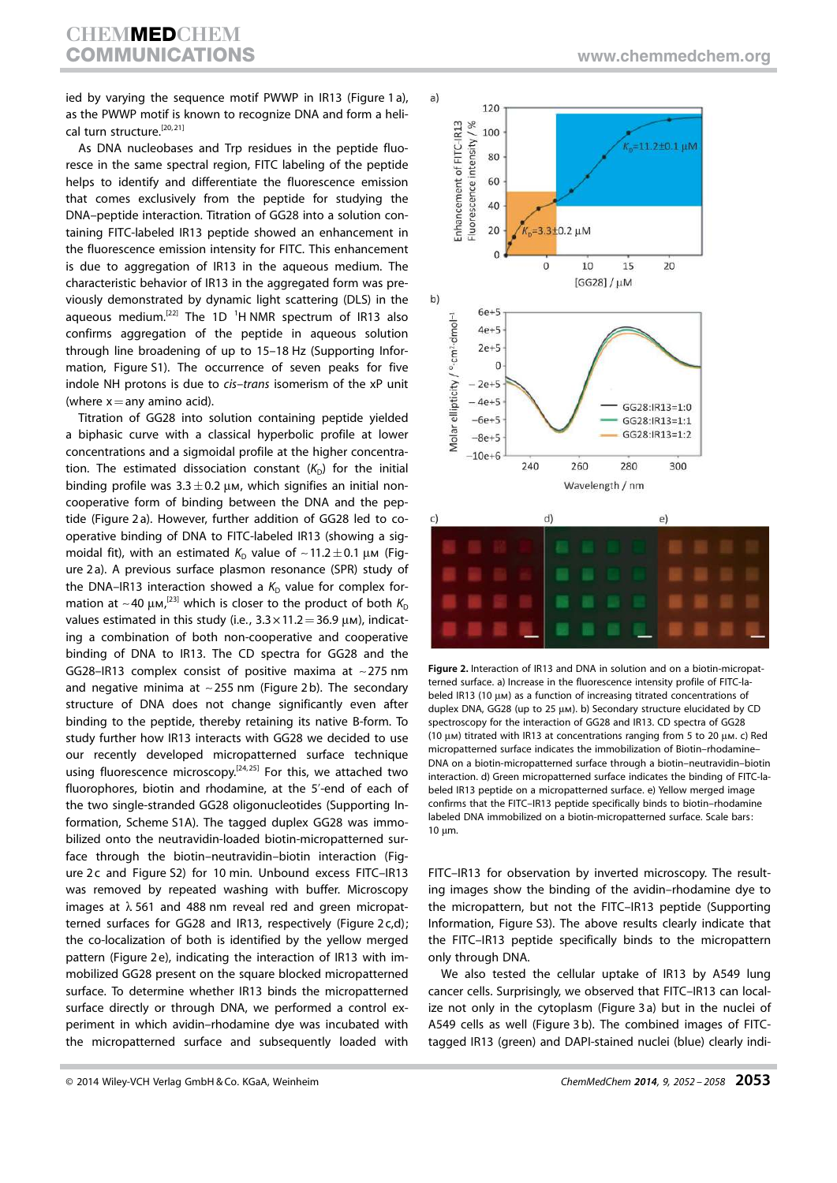ied by varying the sequence motif PWWP in IR13 (Figure 1 a), as the PWWP motif is known to recognize DNA and form a helical turn structure.[20,21]

As DNA nucleobases and Trp residues in the peptide fluoresce in the same spectral region, FITC labeling of the peptide helps to identify and differentiate the fluorescence emission that comes exclusively from the peptide for studying the DNA–peptide interaction. Titration of GG28 into a solution containing FITC-labeled IR13 peptide showed an enhancement in the fluorescence emission intensity for FITC. This enhancement is due to aggregation of IR13 in the aqueous medium. The characteristic behavior of IR13 in the aggregated form was previously demonstrated by dynamic light scattering (DLS) in the aqueous medium.[22] The 1D $^1$H NMR spectrum of IR13 also confirms aggregation of the peptide in aqueous solution through line broadening of up to 15–18 Hz (Supporting Information, Figure S1). The occurrence of seven peaks for five indole NH protons is due to *cis–trans* isomerism of the xP unit (where x = any amino acid).

Titration of GG28 into solution containing peptide yielded a biphasic curve with a classical hyperbolic profile at lower concentrations and a sigmoidal profile at the higher concentration. The estimated dissociation constant ($K_D$) for the initial binding profile was 3.3 ± 0.2 μM, which signifies an initial non-cooperative form of binding between the DNA and the peptide (Figure 2 a). However, further addition of GG28 led to cooperative binding of DNA to FITC-labeled IR13 (showing a sigmoidal fit), with an estimated $K_D$ value of ~11.2 ± 0.1 μM (Figure 2 a). A previous surface plasmon resonance (SPR) study of the DNA–IR13 interaction showed a $K_D$ value for complex formation at ~40 μM,[23] which is closer to the product of both $K_D$ values estimated in this study (i.e., 3.3 × 11.2 = 36.9 μM), indicating a combination of both non-cooperative and cooperative binding of DNA to IR13. The CD spectra for GG28 and the GG28–IR13 complex consist of positive maxima at ~275 nm and negative minima at ~255 nm (Figure 2 b). The secondary structure of DNA does not change significantly even after binding to the peptide, thereby retaining its native B-form. To study further how IR13 interacts with GG28 we decided to use our recently developed micropatterned surface technique using fluorescence microscopy.[24,25] For this, we attached two fluorophores, biotin and rhodamine, at the 5′-end of each of the two single-stranded GG28 oligonucleotides (Supporting Information, Scheme S1A). The tagged duplex GG28 was immobilized onto the neutravidin-loaded biotin-micropatterned surface through the biotin–neutravidin–biotin interaction (Figure 2 c and Figure S2) for 10 min. Unbound excess FITC–IR13 was removed by repeated washing with buffer. Microscopy images at λ 561 and 488 nm reveal red and green micropatterned surfaces for GG28 and IR13, respectively (Figure 2 c,d); the co-localization of both is identified by the yellow merged pattern (Figure 2 e), indicating the interaction of IR13 with immobilized GG28 present on the square blocked micropatterned surface. To determine whether IR13 binds the micropatterned surface directly or through DNA, we performed a control experiment in which avidin–rhodamine dye was incubated with the micropatterned surface and subsequently loaded with FITC–IR13 for observation by inverted microscopy. The resulting images show the binding of the avidin–rhodamine dye to the micropattern, but not the FITC–IR13 peptide (Supporting Information, Figure S3). The above results clearly indicate that the FITC–IR13 peptide specifically binds to the micropattern only through DNA.

We also tested the cellular uptake of IR13 by A549 lung cancer cells. Surprisingly, we observed that FITC–IR13 can localize not only in the cytoplasm (Figure 3 a) but in the nuclei of A549 cells as well (Figure 3 b). The combined images of FITC-tagged IR13 (green) and DAPI-stained nuclei (blue) clearly indi-

**Figure 2.** Interaction of IR13 and DNA in solution and on a biotin-micropatterned surface. a) Increase in the fluorescence intensity profile of FITC-labeled IR13 (10 μM) as a function of increasing titrated concentrations of duplex DNA, GG28 (up to 25 μM). b) Secondary structure elucidated by CD spectroscopy for the interaction of GG28 and IR13. CD spectra of GG28 (10 μM) titrated with IR13 at concentrations ranging from 5 to 20 μM. c) Red micropatterned surface indicates the immobilization of Biotin–rhodamine–DNA on a biotin-micropatterned surface through a biotin–neutravidin–biotin interaction. d) Green micropatterned surface indicates the binding of FITC-labeled IR13 peptide on a micropatterned surface. e) Yellow merged image confirms that the FITC–IR13 peptide specifically binds to biotin–rhodamine labeled DNA immobilized on a biotin-micropatterned surface. Scale bars: 10 μm.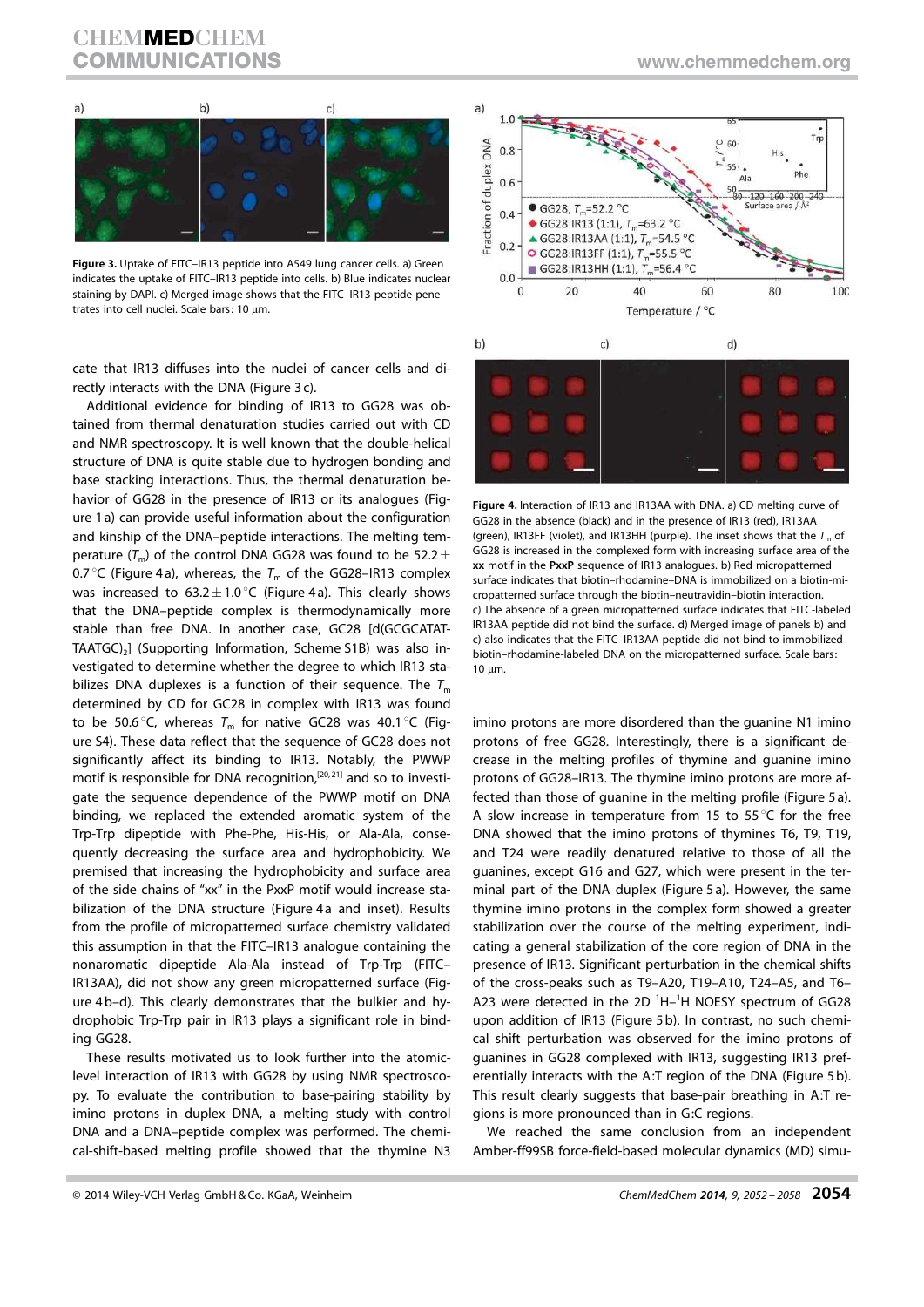Figure 3. Uptake of FITC–IR13 peptide into A549 lung cancer cells. a) Green indicates the uptake of FITC–IR13 peptide into cells. b) Blue indicates nuclear staining by DAPI. c) Merged image shows that the FITC–IR13 peptide penetrates into cell nuclei. Scale bars: 10 μm.

cate that IR13 diffuses into the nuclei of cancer cells and directly interacts with the DNA (Figure 3c).

Additional evidence for binding of IR13 to GG28 was obtained from thermal denaturation studies carried out with CD and NMR spectroscopy. It is well known that the double-helical structure of DNA is quite stable due to hydrogen bonding and base stacking interactions. Thus, the thermal denaturation behavior of GG28 in the presence of IR13 or its analogues (Figure 1a) can provide useful information about the configuration and kinship of the DNA–peptide interactions. The melting temperature ($T_m$) of the control DNA GG28 was found to be $52.2\pm0.7\,^{\circ}C$ (Figure 4a), whereas, the $T_m$ of the GG28–IR13 complex was increased to $63.2\pm1.0\,^{\circ}C$ (Figure 4a). This clearly shows that the DNA–peptide complex is thermodynamically more stable than free DNA. In another case, GC28 [d(GCGCATATTAATGC)$_2$] (Supporting Information, Scheme S1B) was also investigated to determine whether the degree to which IR13 stabilizes DNA duplexes is a function of their sequence. The $T_m$ determined by CD for GC28 in complex with IR13 was found to be $50.6\,^{\circ}C$, whereas $T_m$ for native GC28 was $40.1\,^{\circ}C$ (Figure S4). These data reflect that the sequence of GC28 does not significantly affect its binding to IR13. Notably, the PWWP motif is responsible for DNA recognition,[20,21] and so to investigate the sequence dependence of the PWWP motif on DNA binding, we replaced the extended aromatic system of the Trp-Trp dipeptide with Phe-Phe, His-His, or Ala-Ala, consequently decreasing the surface area and hydrophobicity. We premised that increasing the hydrophobicity and surface area of the side chains of "xx" in the PxxP motif would increase stabilization of the DNA structure (Figure 4a and inset). Results from the profile of micropatterned surface chemistry validated this assumption in that the FITC–IR13 analogue containing the nonaromatic dipeptide Ala-Ala instead of Trp-Trp (FITC–IR13AA), did not show any green micropatterned surface (Figure 4b–d). This clearly demonstrates that the bulkier and hydrophobic Trp-Trp pair in IR13 plays a significant role in binding GG28.

These results motivated us to look further into the atomic-level interaction of IR13 with GG28 by using NMR spectroscopy. To evaluate the contribution to base-pairing stability by imino protons in duplex DNA, a melting study with control DNA and a DNA–peptide complex was performed. The chemical-shift-based melting profile showed that the thymine N3 imino protons are more disordered than the guanine N1 imino protons of free GG28. Interestingly, there is a significant decrease in the melting profiles of thymine and guanine imino protons of GG28–IR13. The thymine imino protons are more affected than those of guanine in the melting profile (Figure 5a). A slow increase in temperature from 15 to $55\,^{\circ}C$ for the free DNA showed that the imino protons of thymines T6, T9, T19, and T24 were readily denatured relative to those of all the guanines, except G16 and G27, which were present in the terminal part of the DNA duplex (Figure 5a). However, the same thymine imino protons in the complex form showed a greater stabilization over the course of the melting experiment, indicating a general stabilization of the core region of DNA in the presence of IR13. Significant perturbation in the chemical shifts of the cross-peaks such as T9–A20, T19–A10, T24–A5, and T6–A23 were detected in the 2D $^1$H–$^1$H NOESY spectrum of GG28 upon addition of IR13 (Figure 5b). In contrast, no such chemical shift perturbation was observed for the imino protons of guanines in GG28 complexed with IR13, suggesting IR13 preferentially interacts with the A:T region of the DNA (Figure 5b). This result clearly suggests that base-pair breathing in A:T regions is more pronounced than in G:C regions.

We reached the same conclusion from an independent Amber-ff99SB force-field-based molecular dynamics (MD) simu-

Figure 4. Interaction of IR13 and IR13AA with DNA. a) CD melting curve of GG28 in the absence (black) and in the presence of IR13 (red), IR13AA (green), IR13FF (violet), and IR13HH (purple). The inset shows that the $T_m$ of GG28 is increased in the complexed form with increasing surface area of the **xx** motif in the **PxxP** sequence of IR13 analogues. b) Red micropatterned surface indicates that biotin–rhodamine–DNA is immobilized on a biotin-micropatterned surface through the biotin–neutravidin–biotin interaction. c) The absence of a green micropatterned surface indicates that FITC-labeled IR13AA peptide did not bind the surface. d) Merged image of panels b) and c) also indicates that the FITC–IR13AA peptide did not bind to immobilized biotin–rhodamine-labeled DNA on the micropatterned surface. Scale bars: 10 μm.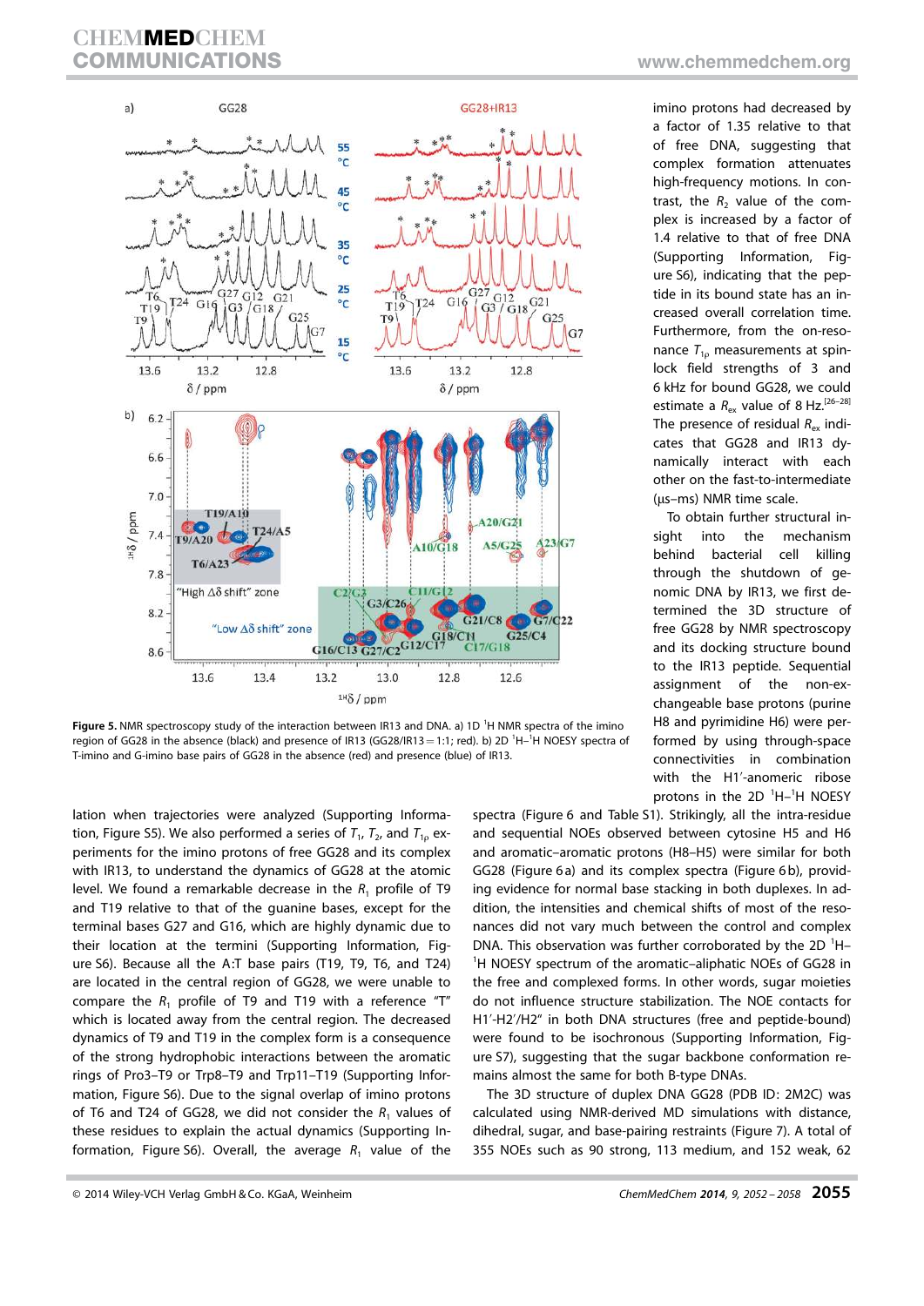**Figure 5.** NMR spectroscopy study of the interaction between IR13 and DNA. a) 1D $^{1}$H NMR spectra of the imino region of GG28 in the absence (black) and presence of IR13 (GG28/IR13 = 1:1; red). b) 2D $^{1}$H–$^{1}$H NOESY spectra of T-imino and G-imino base pairs of GG28 in the absence (red) and presence (blue) of IR13.

imino protons had decreased by a factor of 1.35 relative to that of free DNA, suggesting that complex formation attenuates high-frequency motions. In contrast, the $R_2$ value of the complex is increased by a factor of 1.4 relative to that of free DNA (Supporting Information, Figure S6), indicating that the peptide in its bound state has an increased overall correlation time. Furthermore, from the on-resonance $T_{1\rho}$ measurements at spin-lock field strengths of 3 and 6 kHz for bound GG28, we could estimate a $R_{ex}$ value of 8 Hz.[26–28] The presence of residual $R_{ex}$ indicates that GG28 and IR13 dynamically interact with each other on the fast-to-intermediate (μs–ms) NMR time scale.

To obtain further structural insight into the mechanism behind bacterial cell killing through the shutdown of genomic DNA by IR13, we first determined the 3D structure of free GG28 by NMR spectroscopy and its docking structure bound to the IR13 peptide. Sequential assignment of the non-exchangeable base protons (purine H8 and pyrimidine H6) were performed by using through-space connectivities in combination with the H1′-anomeric ribose protons in the 2D $^{1}$H–$^{1}$H NOESY

lation when trajectories were analyzed (Supporting Information, Figure S5). We also performed a series of $T_1$, $T_2$, and $T_{1\rho}$ experiments for the imino protons of free GG28 and its complex with IR13, to understand the dynamics of GG28 at the atomic level. We found a remarkable decrease in the $R_1$ profile of T9 and T19 relative to that of the guanine bases, except for the terminal bases G27 and G16, which are highly dynamic due to their location at the termini (Supporting Information, Figure S6). Because all the A:T base pairs (T19, T9, T6, and T24) are located in the central region of GG28, we were unable to compare the $R_1$ profile of T9 and T19 with a reference "T" which is located away from the central region. The decreased dynamics of T9 and T19 in the complex form is a consequence of the strong hydrophobic interactions between the aromatic rings of Pro3–T9 or Trp8–T9 and Trp11–T19 (Supporting Information, Figure S6). Due to the signal overlap of imino protons of T6 and T24 of GG28, we did not consider the $R_1$ values of these residues to explain the actual dynamics (Supporting Information, Figure S6). Overall, the average $R_1$ value of the

spectra (Figure 6 and Table S1). Strikingly, all the intra-residue and sequential NOEs observed between cytosine H5 and H6 and aromatic–aromatic protons (H8–H5) were similar for both GG28 (Figure 6a) and its complex spectra (Figure 6b), providing evidence for normal base stacking in both duplexes. In addition, the intensities and chemical shifts of most of the resonances did not vary much between the control and complex DNA. This observation was further corroborated by the 2D $^{1}$H–$^{1}$H NOESY spectrum of the aromatic–aliphatic NOEs of GG28 in the free and complexed forms. In other words, sugar moieties do not influence structure stabilization. The NOE contacts for H1′-H2′/H2″ in both DNA structures (free and peptide-bound) were found to be isochronous (Supporting Information, Figure S7), suggesting that the sugar backbone conformation remains almost the same for both B-type DNAs.

The 3D structure of duplex DNA GG28 (PDB ID: 2M2C) was calculated using NMR-derived MD simulations with distance, dihedral, sugar, and base-pairing restraints (Figure 7). A total of 355 NOEs such as 90 strong, 113 medium, and 152 weak, 62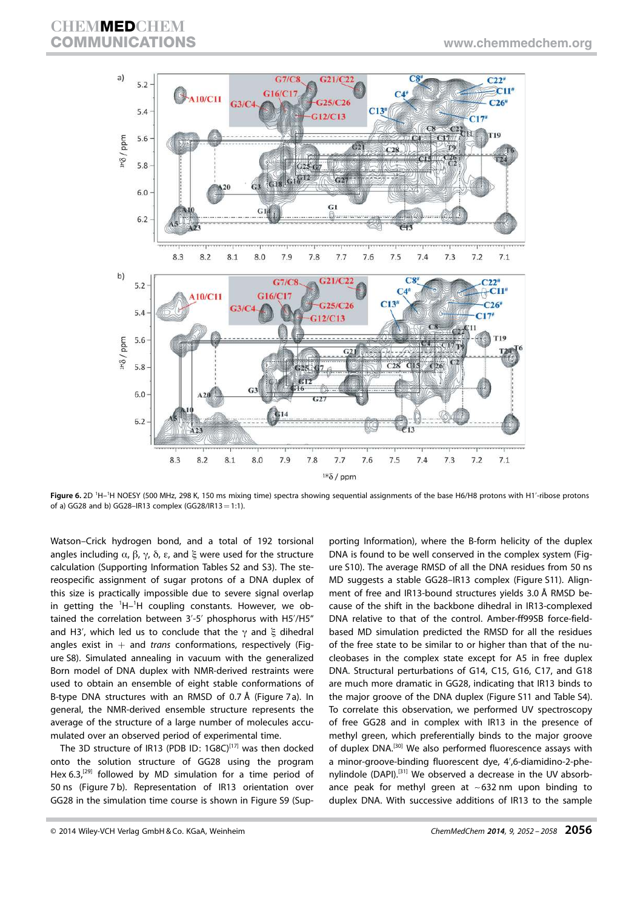**Figure 6.** 2D $^1$H–$^1$H NOESY (500 MHz, 298 K, 150 ms mixing time) spectra showing sequential assignments of the base H6/H8 protons with H1′-ribose protons of a) GG28 and b) GG28–IR13 complex (GG28/IR13 = 1:1).

Watson–Crick hydrogen bond, and a total of 192 torsional angles including α, β, γ, δ, ε, and ξ were used for the structure calculation (Supporting Information Tables S2 and S3). The stereospecific assignment of sugar protons of a DNA duplex of this size is practically impossible due to severe signal overlap in getting the $^1$H–$^1$H coupling constants. However, we obtained the correlation between 3′-5′ phosphorus with H5′/H5″ and H3′, which led us to conclude that the γ and ξ dihedral angles exist in + and *trans* conformations, respectively (Figure S8). Simulated annealing in vacuum with the generalized Born model of DNA duplex with NMR-derived restraints were used to obtain an ensemble of eight stable conformations of B-type DNA structures with an RMSD of 0.7 Å (Figure 7a). In general, the NMR-derived ensemble structure represents the average of the structure of a large number of molecules accumulated over an observed period of experimental time.

The 3D structure of IR13 (PDB ID: 1G8C)[17] was then docked onto the solution structure of GG28 using the program Hex 6.3,[29] followed by MD simulation for a time period of 50 ns (Figure 7b). Representation of IR13 orientation over GG28 in the simulation time course is shown in Figure S9 (Supporting Information), where the B-form helicity of the duplex DNA is found to be well conserved in the complex system (Figure S10). The average RMSD of all the DNA residues from 50 ns MD suggests a stable GG28–IR13 complex (Figure S11). Alignment of free and IR13-bound structures yields 3.0 Å RMSD because of the shift in the backbone dihedral in IR13-complexed DNA relative to that of the control. Amber-ff99SB force-field-based MD simulation predicted the RMSD for all the residues of the free state to be similar to or higher than that of the nucleobases in the complex state except for A5 in free duplex DNA. Structural perturbations of G14, C15, G16, C17, and G18 are much more dramatic in GG28, indicating that IR13 binds to the major groove of the DNA duplex (Figure S11 and Table S4). To correlate this observation, we performed UV spectroscopy of free GG28 and in complex with IR13 in the presence of methyl green, which preferentially binds to the major groove of duplex DNA.[30] We also performed fluorescence assays with a minor-groove-binding fluorescent dye, 4′,6-diamidino-2-phenylindole (DAPI).[31] We observed a decrease in the UV absorbance peak for methyl green at ~632 nm upon binding to duplex DNA. With successive additions of IR13 to the sample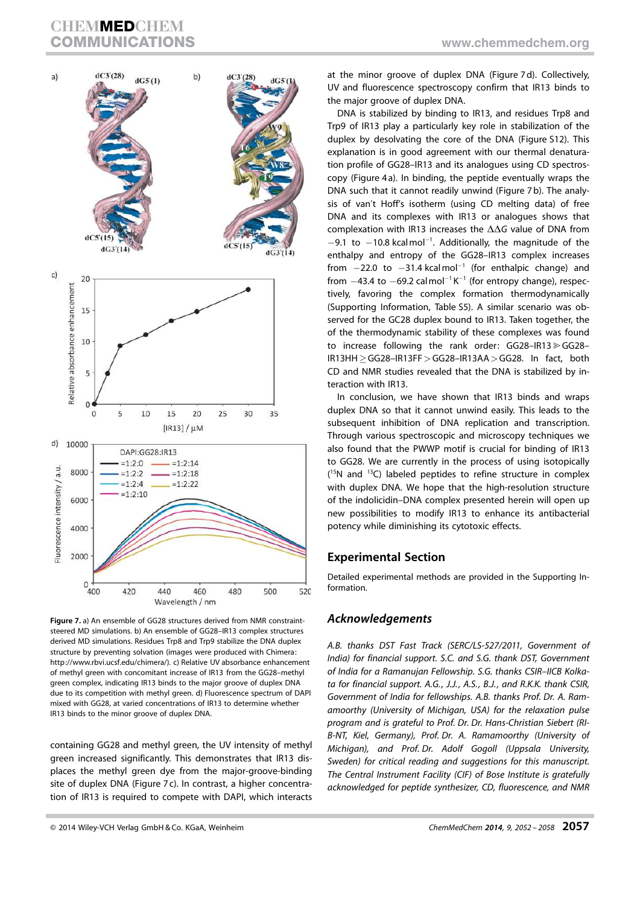Figure 7. a) An ensemble of GG28 structures derived from NMR constraint-steered MD simulations. b) An ensemble of GG28–IR13 complex structures derived MD simulations. Residues Trp8 and Trp9 stabilize the DNA duplex structure by preventing solvation (images were produced with Chimera: http://www.rbvi.ucsf.edu/chimera/). c) Relative UV absorbance enhancement of methyl green with concomitant increase of IR13 from the GG28–methyl green complex, indicating IR13 binds to the major groove of duplex DNA due to its competition with methyl green. d) Fluorescence spectrum of DAPI mixed with GG28, at varied concentrations of IR13 to determine whether IR13 binds to the minor groove of duplex DNA.

containing GG28 and methyl green, the UV intensity of methyl green increased significantly. This demonstrates that IR13 displaces the methyl green dye from the major-groove-binding site of duplex DNA (Figure 7c). In contrast, a higher concentration of IR13 is required to compete with DAPI, which interacts at the minor groove of duplex DNA (Figure 7d). Collectively, UV and fluorescence spectroscopy confirm that IR13 binds to the major groove of duplex DNA.

DNA is stabilized by binding to IR13, and residues Trp8 and Trp9 of IR13 play a particularly key role in stabilization of the duplex by desolvating the core of the DNA (Figure S12). This explanation is in good agreement with our thermal denaturation profile of GG28–IR13 and its analogues using CD spectroscopy (Figure 4a). In binding, the peptide eventually wraps the DNA such that it cannot readily unwind (Figure 7b). The analysis of van't Hoff's isotherm (using CD melting data) of free DNA and its complexes with IR13 or analogues shows that complexation with IR13 increases the $\Delta\Delta G$ value of DNA from $-9.1$ to $-10.8$ kcal mol$^{-1}$. Additionally, the magnitude of the enthalpy and entropy of the GG28–IR13 complex increases from $-22.0$ to $-31.4$ kcal mol$^{-1}$ (for enthalpic change) and from $-43.4$ to $-69.2$ cal mol$^{-1}$ K$^{-1}$ (for entropy change), respectively, favoring the complex formation thermodynamically (Supporting Information, Table S5). A similar scenario was observed for the GC28 duplex bound to IR13. Taken together, the of the thermodynamic stability of these complexes was found to increase following the rank order: GG28–IR13 $\gg$ GG28–IR13HH > GG28–IR13FF > GG28–IR13AA > GG28. In fact, both CD and NMR studies revealed that the DNA is stabilized by interaction with IR13.

In conclusion, we have shown that IR13 binds and wraps duplex DNA so that it cannot unwind easily. This leads to the subsequent inhibition of DNA replication and transcription. Through various spectroscopic and microscopy techniques we also found that the PWWP motif is crucial for binding of IR13 to GG28. We are currently in the process of using isotopically ($^{15}$N and $^{13}$C) labeled peptides to refine structure in complex with duplex DNA. We hope that the high-resolution structure of the indolicidin–DNA complex presented herein will open up new possibilities to modify IR13 to enhance its antibacterial potency while diminishing its cytotoxic effects.

## Experimental Section

Detailed experimental methods are provided in the Supporting Information.

## Acknowledgements

*A.B. thanks DST Fast Track (SERC/LS-527/2011, Government of India) for financial support. S.C. and S.G. thank DST, Government of India for a Ramanujan Fellowship. S.G. thanks CSIR–IICB Kolkata for financial support. A.G., J.J., A.S., B.J., and R.K.K. thank CSIR, Government of India for fellowships. A.B. thanks Prof. Dr. A. Ramamoorthy (University of Michigan, USA) for the relaxation pulse program and is grateful to Prof. Dr. Dr. Hans-Christian Siebert (RI-B-NT, Kiel, Germany), Prof. Dr. A. Ramamoorthy (University of Michigan), and Prof. Dr. Adolf Gogoll (Uppsala University, Sweden) for critical reading and suggestions for this manuscript. The Central Instrument Facility (CIF) of Bose Institute is gratefully acknowledged for peptide synthesizer, CD, fluorescence, and NMR*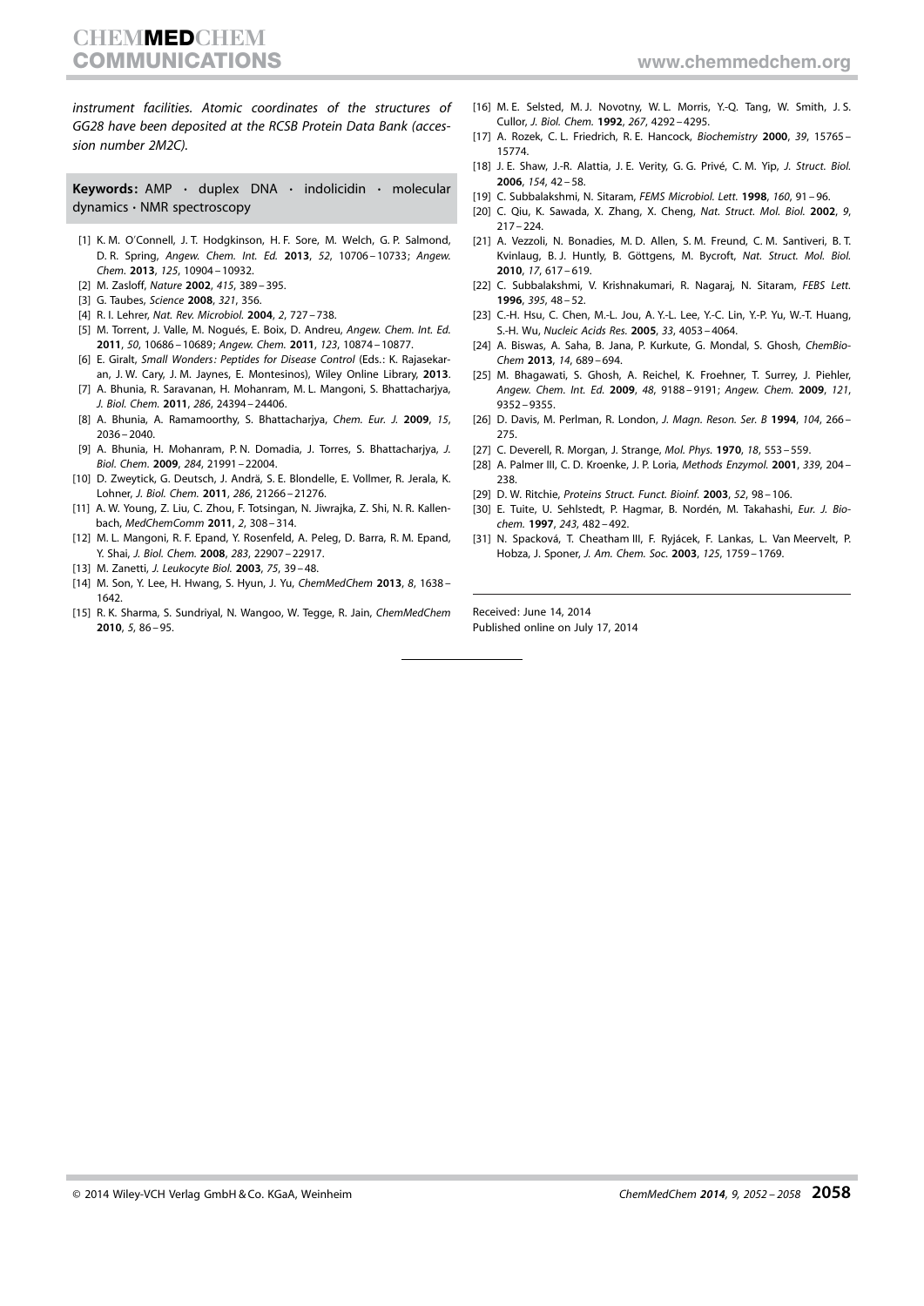*instrument facilities. Atomic coordinates of the structures of GG28 have been deposited at the RCSB Protein Data Bank (accession number 2M2C).*

**Keywords:** AMP · duplex DNA · indolicidin · molecular dynamics · NMR spectroscopy

[1] K. M. O'Connell, J. T. Hodgkinson, H. F. Sore, M. Welch, G. P. Salmond, D. R. Spring, *Angew. Chem. Int. Ed.* **2013**, *52*, 10706–10733; *Angew. Chem.* **2013**, *125*, 10904–10932.
[2] M. Zasloff, *Nature* **2002**, *415*, 389–395.
[3] G. Taubes, *Science* **2008**, *321*, 356.
[4] R. I. Lehrer, *Nat. Rev. Microbiol.* **2004**, *2*, 727–738.
[5] M. Torrent, J. Valle, M. Nogués, E. Boix, D. Andreu, *Angew. Chem. Int. Ed.* **2011**, *50*, 10686–10689; *Angew. Chem.* **2011**, *123*, 10874–10877.
[6] E. Giralt, *Small Wonders: Peptides for Disease Control* (Eds.: K. Rajasekaran, J. W. Cary, J. M. Jaynes, E. Montesinos), Wiley Online Library, **2013**.
[7] A. Bhunia, R. Saravanan, H. Mohanram, M. L. Mangoni, S. Bhattacharjya, *J. Biol. Chem.* **2011**, *286*, 24394–24406.
[8] A. Bhunia, A. Ramamoorthy, S. Bhattacharjya, *Chem. Eur. J.* **2009**, *15*, 2036–2040.
[9] A. Bhunia, H. Mohanram, P. N. Domadia, J. Torres, S. Bhattacharjya, *J. Biol. Chem.* **2009**, *284*, 21991–22004.
[10] D. Zweytick, G. Deutsch, J. Andrä, S. E. Blondelle, E. Vollmer, R. Jerala, K. Lohner, *J. Biol. Chem.* **2011**, *286*, 21266–21276.
[11] A. W. Young, Z. Liu, C. Zhou, F. Totsingan, N. Jiwrajka, Z. Shi, N. R. Kallenbach, *MedChemComm* **2011**, *2*, 308–314.
[12] M. L. Mangoni, R. F. Epand, Y. Rosenfeld, A. Peleg, D. Barra, R. M. Epand, Y. Shai, *J. Biol. Chem.* **2008**, *283*, 22907–22917.
[13] M. Zanetti, *J. Leukocyte Biol.* **2003**, *75*, 39–48.
[14] M. Son, Y. Lee, H. Hwang, S. Hyun, J. Yu, *ChemMedChem* **2013**, *8*, 1638–1642.
[15] R. K. Sharma, S. Sundriyal, N. Wangoo, W. Tegge, R. Jain, *ChemMedChem* **2010**, *5*, 86–95.
[16] M. E. Selsted, M. J. Novotny, W. L. Morris, Y.-Q. Tang, W. Smith, J. S. Cullor, *J. Biol. Chem.* **1992**, *267*, 4292–4295.
[17] A. Rozek, C. L. Friedrich, R. E. Hancock, *Biochemistry* **2000**, *39*, 15765–15774.
[18] J. E. Shaw, J.-R. Alattia, J. E. Verity, G. G. Privé, C. M. Yip, *J. Struct. Biol.* **2006**, *154*, 42–58.
[19] C. Subbalakshmi, N. Sitaram, *FEMS Microbiol. Lett.* **1998**, *160*, 91–96.
[20] C. Qiu, K. Sawada, X. Zhang, X. Cheng, *Nat. Struct. Mol. Biol.* **2002**, *9*, 217–224.
[21] A. Vezzoli, N. Bonadies, M. D. Allen, S. M. Freund, C. M. Santiveri, B. T. Kvinlaug, B. J. Huntly, B. Göttgens, M. Bycroft, *Nat. Struct. Mol. Biol.* **2010**, *17*, 617–619.
[22] C. Subbalakshmi, V. Krishnakumari, R. Nagaraj, N. Sitaram, *FEBS Lett.* **1996**, *395*, 48–52.
[23] C.-H. Hsu, C. Chen, M.-L. Jou, A. Y.-L. Lee, Y.-C. Lin, Y.-P. Yu, W.-T. Huang, S.-H. Wu, *Nucleic Acids Res.* **2005**, *33*, 4053–4064.
[24] A. Biswas, A. Saha, B. Jana, P. Kurkute, G. Mondal, S. Ghosh, *ChemBioChem* **2013**, *14*, 689–694.
[25] M. Bhagawati, S. Ghosh, A. Reichel, K. Froehner, T. Surrey, J. Piehler, *Angew. Chem. Int. Ed.* **2009**, *48*, 9188–9191; *Angew. Chem.* **2009**, *121*, 9352–9355.
[26] D. Davis, M. Perlman, R. London, *J. Magn. Reson. Ser. B* **1994**, *104*, 266–275.
[27] C. Deverell, R. Morgan, J. Strange, *Mol. Phys.* **1970**, *18*, 553–559.
[28] A. Palmer III, C. D. Kroenke, J. P. Loria, *Methods Enzymol.* **2001**, *339*, 204–238.
[29] D. W. Ritchie, *Proteins Struct. Funct. Bioinf.* **2003**, *52*, 98–106.
[30] E. Tuite, U. Sehlstedt, P. Hagmar, B. Nordén, M. Takahashi, *Eur. J. Biochem.* **1997**, *243*, 482–492.
[31] N. Spacková, T. Cheatham III, F. Ryjácek, F. Lankas, L. Van Meervelt, P. Hobza, J. Sponer, *J. Am. Chem. Soc.* **2003**, *125*, 1759–1769.

Received: June 14, 2014
Published online on July 17, 2014